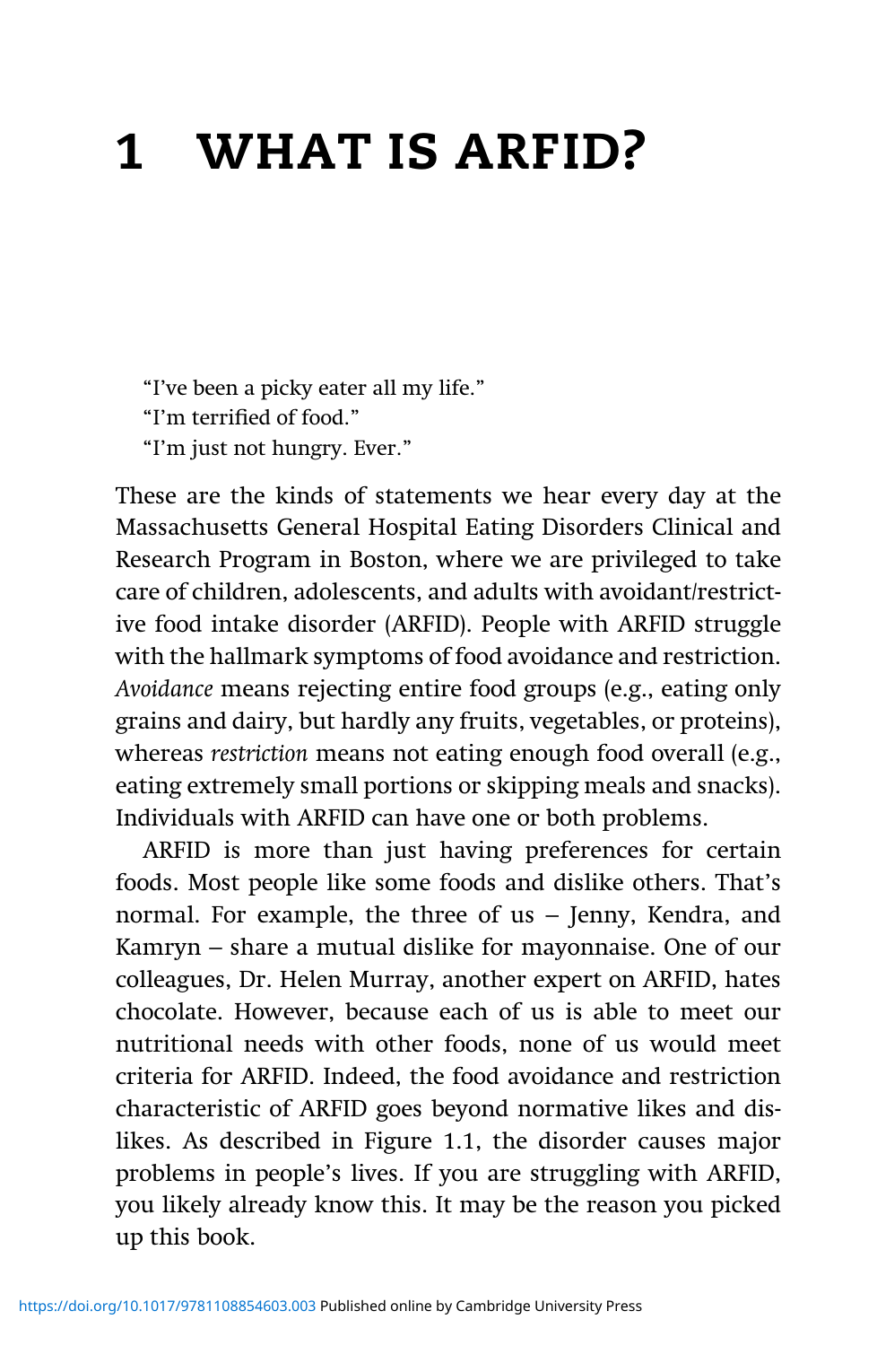# 1 WHAT IS ARFID?

"I've been a picky eater all my life."
"I'm terrified of food."
"I'm just not hungry. Ever."

These are the kinds of statements we hear every day at the Massachusetts General Hospital Eating Disorders Clinical and Research Program in Boston, where we are privileged to take care of children, adolescents, and adults with avoidant/restrictive food intake disorder (ARFID). People with ARFID struggle with the hallmark symptoms of food avoidance and restriction. *Avoidance* means rejecting entire food groups (e.g., eating only grains and dairy, but hardly any fruits, vegetables, or proteins), whereas *restriction* means not eating enough food overall (e.g., eating extremely small portions or skipping meals and snacks). Individuals with ARFID can have one or both problems.

ARFID is more than just having preferences for certain foods. Most people like some foods and dislike others. That's normal. For example, the three of us – Jenny, Kendra, and Kamryn – share a mutual dislike for mayonnaise. One of our colleagues, Dr. Helen Murray, another expert on ARFID, hates chocolate. However, because each of us is able to meet our nutritional needs with other foods, none of us would meet criteria for ARFID. Indeed, the food avoidance and restriction characteristic of ARFID goes beyond normative likes and dislikes. As described in Figure 1.1, the disorder causes major problems in people's lives. If you are struggling with ARFID, you likely already know this. It may be the reason you picked up this book.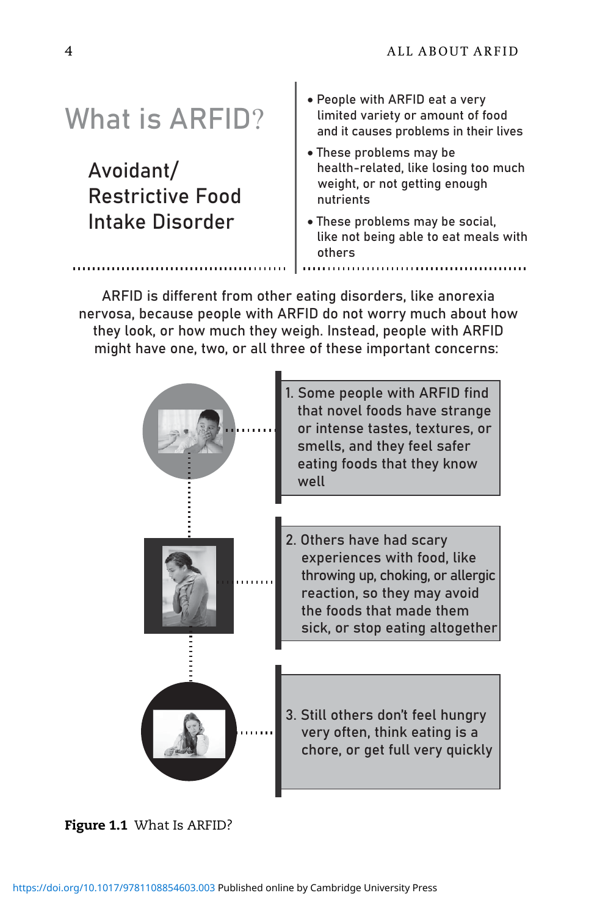# What is ARFID?

## Avoidant/ Restrictive Food Intake Disorder

- People with ARFID eat a very limited variety or amount of food and it causes problems in their lives
- These problems may be health-related, like losing too much weight, or not getting enough nutrients
- These problems may be social, like not being able to eat meals with others

ARFID is different from other eating disorders, like anorexia nervosa, because people with ARFID do not worry much about how they look, or how much they weigh. Instead, people with ARFID might have one, two, or all three of these important concerns:

1. Some people with ARFID find that novel foods have strange or intense tastes, textures, or smells, and they feel safer eating foods that they know well

2. Others have had scary experiences with food, like throwing up, choking, or allergic reaction, so they may avoid the foods that made them sick, or stop eating altogether

3. Still others don't feel hungry very often, think eating is a chore, or get full very quickly

**Figure 1.1** What Is ARFID?

https://doi.org/10.1017/9781108854603.003 Published online by Cambridge University Press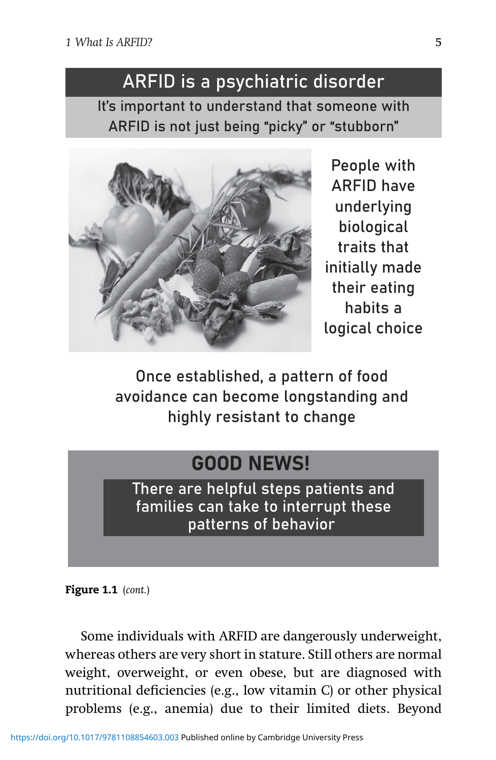## ARFID is a psychiatric disorder

It's important to understand that someone with ARFID is not just being "picky" or "stubborn"

People with ARFID have underlying biological traits that initially made their eating habits a logical choice

Once established, a pattern of food avoidance can become longstanding and highly resistant to change

**GOOD NEWS!**

There are helpful steps patients and families can take to interrupt these patterns of behavior

**Figure 1.1** (*cont.*)

Some individuals with ARFID are dangerously underweight, whereas others are very short in stature. Still others are normal weight, overweight, or even obese, but are diagnosed with nutritional deficiencies (e.g., low vitamin C) or other physical problems (e.g., anemia) due to their limited diets. Beyond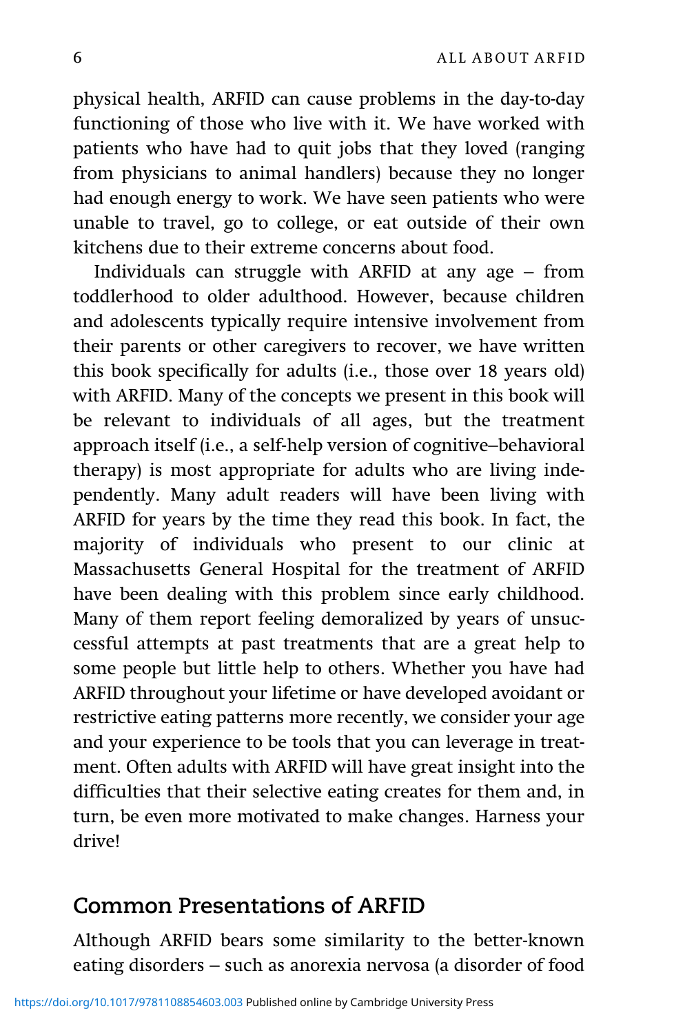physical health, ARFID can cause problems in the day-to-day functioning of those who live with it. We have worked with patients who have had to quit jobs that they loved (ranging from physicians to animal handlers) because they no longer had enough energy to work. We have seen patients who were unable to travel, go to college, or eat outside of their own kitchens due to their extreme concerns about food.

Individuals can struggle with ARFID at any age – from toddlerhood to older adulthood. However, because children and adolescents typically require intensive involvement from their parents or other caregivers to recover, we have written this book specifically for adults (i.e., those over 18 years old) with ARFID. Many of the concepts we present in this book will be relevant to individuals of all ages, but the treatment approach itself (i.e., a self-help version of cognitive–behavioral therapy) is most appropriate for adults who are living independently. Many adult readers will have been living with ARFID for years by the time they read this book. In fact, the majority of individuals who present to our clinic at Massachusetts General Hospital for the treatment of ARFID have been dealing with this problem since early childhood. Many of them report feeling demoralized by years of unsuccessful attempts at past treatments that are a great help to some people but little help to others. Whether you have had ARFID throughout your lifetime or have developed avoidant or restrictive eating patterns more recently, we consider your age and your experience to be tools that you can leverage in treatment. Often adults with ARFID will have great insight into the difficulties that their selective eating creates for them and, in turn, be even more motivated to make changes. Harness your drive!

## Common Presentations of ARFID

Although ARFID bears some similarity to the better-known eating disorders – such as anorexia nervosa (a disorder of food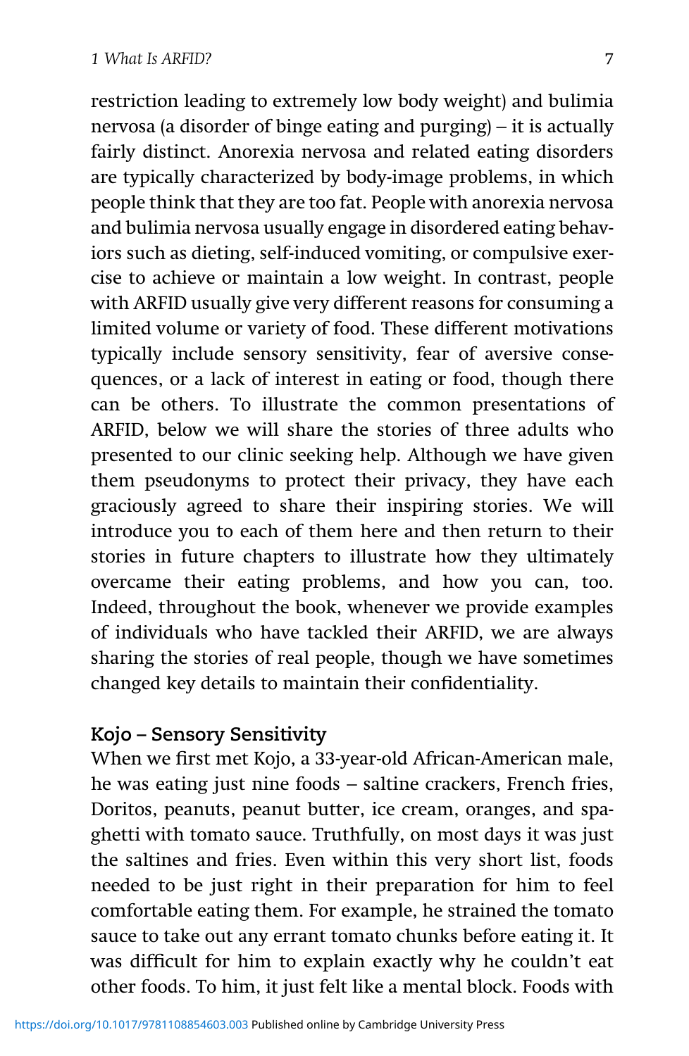restriction leading to extremely low body weight) and bulimia nervosa (a disorder of binge eating and purging) – it is actually fairly distinct. Anorexia nervosa and related eating disorders are typically characterized by body-image problems, in which people think that they are too fat. People with anorexia nervosa and bulimia nervosa usually engage in disordered eating behaviors such as dieting, self-induced vomiting, or compulsive exercise to achieve or maintain a low weight. In contrast, people with ARFID usually give very different reasons for consuming a limited volume or variety of food. These different motivations typically include sensory sensitivity, fear of aversive consequences, or a lack of interest in eating or food, though there can be others. To illustrate the common presentations of ARFID, below we will share the stories of three adults who presented to our clinic seeking help. Although we have given them pseudonyms to protect their privacy, they have each graciously agreed to share their inspiring stories. We will introduce you to each of them here and then return to their stories in future chapters to illustrate how they ultimately overcame their eating problems, and how you can, too. Indeed, throughout the book, whenever we provide examples of individuals who have tackled their ARFID, we are always sharing the stories of real people, though we have sometimes changed key details to maintain their confidentiality.

### Kojo – Sensory Sensitivity

When we first met Kojo, a 33-year-old African-American male, he was eating just nine foods – saltine crackers, French fries, Doritos, peanuts, peanut butter, ice cream, oranges, and spaghetti with tomato sauce. Truthfully, on most days it was just the saltines and fries. Even within this very short list, foods needed to be just right in their preparation for him to feel comfortable eating them. For example, he strained the tomato sauce to take out any errant tomato chunks before eating it. It was difficult for him to explain exactly why he couldn't eat other foods. To him, it just felt like a mental block. Foods with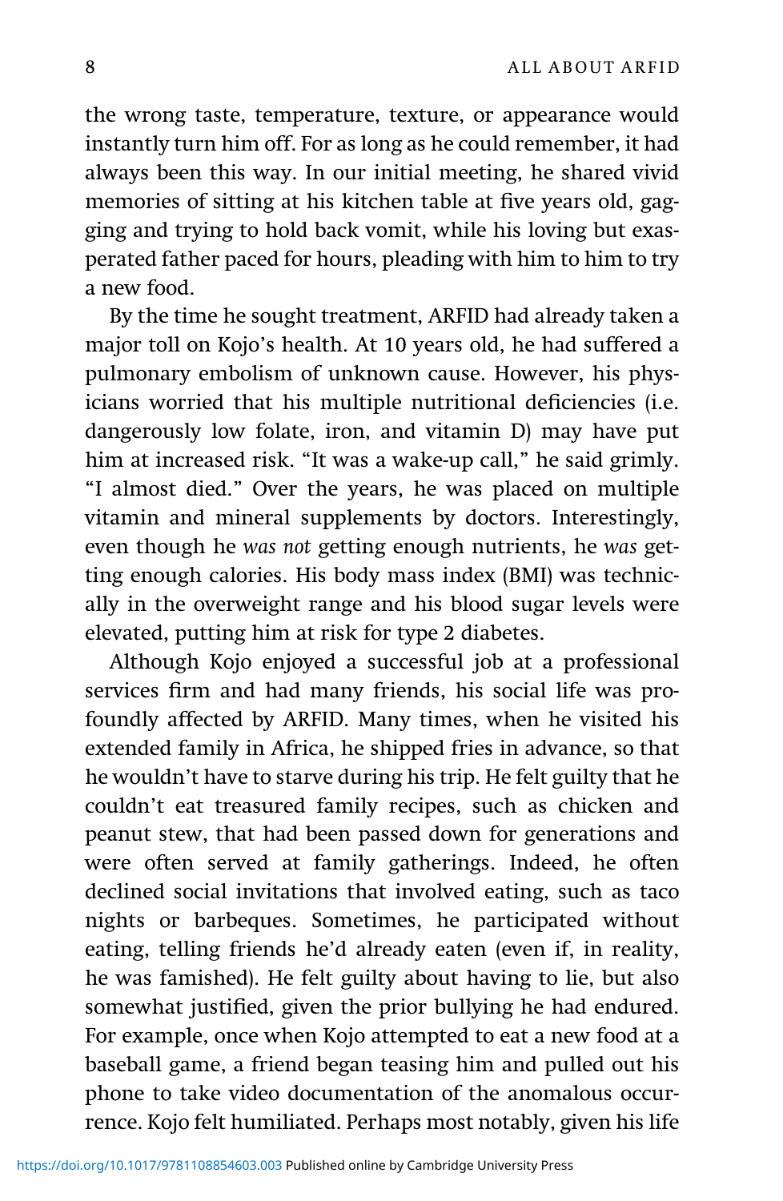the wrong taste, temperature, texture, or appearance would instantly turn him off. For as long as he could remember, it had always been this way. In our initial meeting, he shared vivid memories of sitting at his kitchen table at five years old, gagging and trying to hold back vomit, while his loving but exasperated father paced for hours, pleading with him to him to try a new food.

By the time he sought treatment, ARFID had already taken a major toll on Kojo's health. At 10 years old, he had suffered a pulmonary embolism of unknown cause. However, his physicians worried that his multiple nutritional deficiencies (i.e. dangerously low folate, iron, and vitamin D) may have put him at increased risk. "It was a wake-up call," he said grimly. "I almost died." Over the years, he was placed on multiple vitamin and mineral supplements by doctors. Interestingly, even though he *was not* getting enough nutrients, he *was* getting enough calories. His body mass index (BMI) was technically in the overweight range and his blood sugar levels were elevated, putting him at risk for type 2 diabetes.

Although Kojo enjoyed a successful job at a professional services firm and had many friends, his social life was profoundly affected by ARFID. Many times, when he visited his extended family in Africa, he shipped fries in advance, so that he wouldn't have to starve during his trip. He felt guilty that he couldn't eat treasured family recipes, such as chicken and peanut stew, that had been passed down for generations and were often served at family gatherings. Indeed, he often declined social invitations that involved eating, such as taco nights or barbeques. Sometimes, he participated without eating, telling friends he'd already eaten (even if, in reality, he was famished). He felt guilty about having to lie, but also somewhat justified, given the prior bullying he had endured. For example, once when Kojo attempted to eat a new food at a baseball game, a friend began teasing him and pulled out his phone to take video documentation of the anomalous occurrence. Kojo felt humiliated. Perhaps most notably, given his life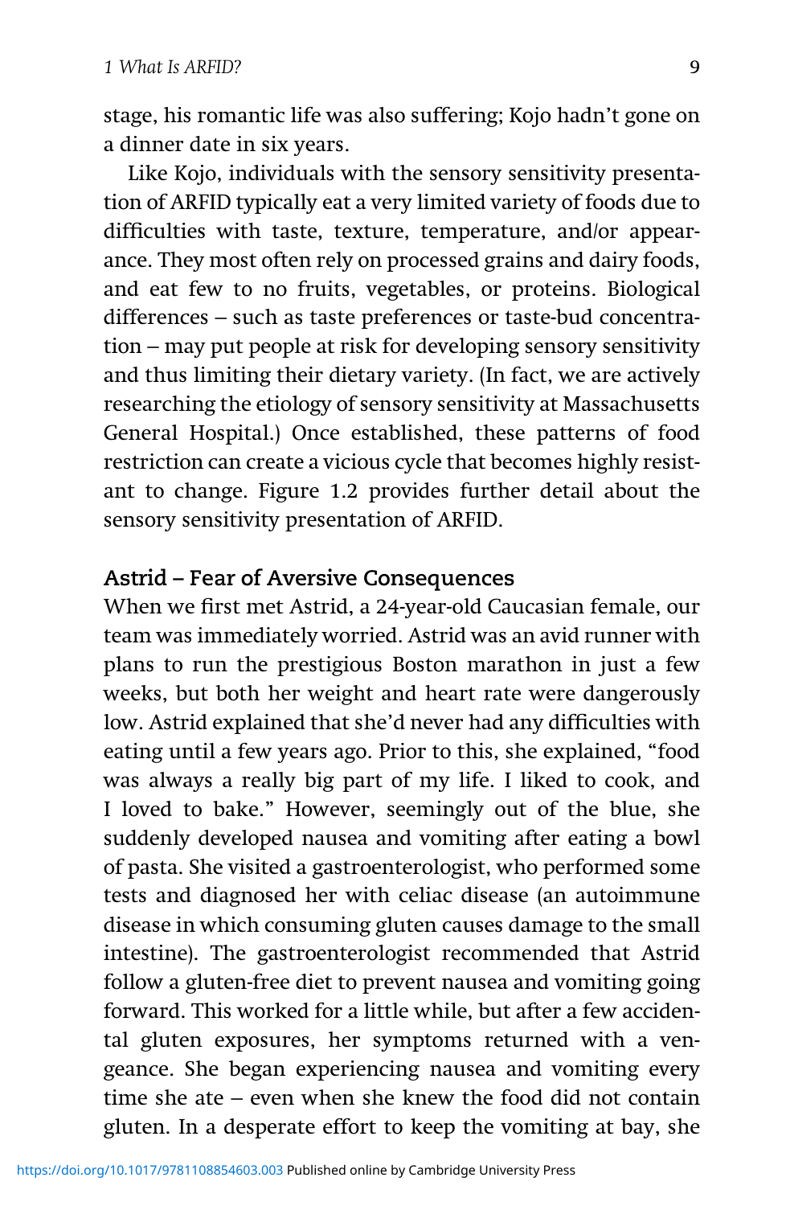stage, his romantic life was also suffering; Kojo hadn't gone on a dinner date in six years.

Like Kojo, individuals with the sensory sensitivity presentation of ARFID typically eat a very limited variety of foods due to difficulties with taste, texture, temperature, and/or appearance. They most often rely on processed grains and dairy foods, and eat few to no fruits, vegetables, or proteins. Biological differences – such as taste preferences or taste-bud concentration – may put people at risk for developing sensory sensitivity and thus limiting their dietary variety. (In fact, we are actively researching the etiology of sensory sensitivity at Massachusetts General Hospital.) Once established, these patterns of food restriction can create a vicious cycle that becomes highly resistant to change. Figure 1.2 provides further detail about the sensory sensitivity presentation of ARFID.

### Astrid – Fear of Aversive Consequences

When we first met Astrid, a 24-year-old Caucasian female, our team was immediately worried. Astrid was an avid runner with plans to run the prestigious Boston marathon in just a few weeks, but both her weight and heart rate were dangerously low. Astrid explained that she'd never had any difficulties with eating until a few years ago. Prior to this, she explained, "food was always a really big part of my life. I liked to cook, and I loved to bake." However, seemingly out of the blue, she suddenly developed nausea and vomiting after eating a bowl of pasta. She visited a gastroenterologist, who performed some tests and diagnosed her with celiac disease (an autoimmune disease in which consuming gluten causes damage to the small intestine). The gastroenterologist recommended that Astrid follow a gluten-free diet to prevent nausea and vomiting going forward. This worked for a little while, but after a few accidental gluten exposures, her symptoms returned with a vengeance. She began experiencing nausea and vomiting every time she ate – even when she knew the food did not contain gluten. In a desperate effort to keep the vomiting at bay, she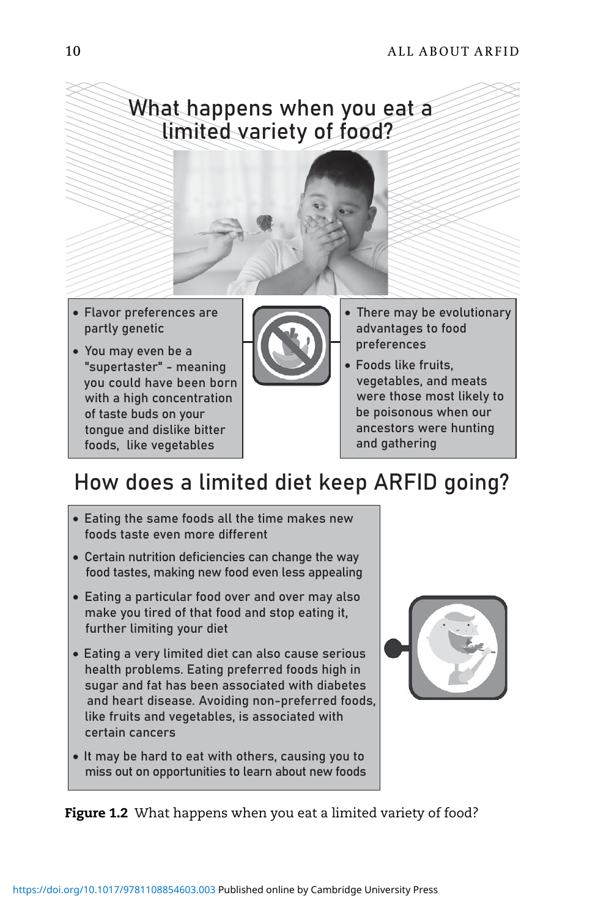# What happens when you eat a limited variety of food?

- Flavor preferences are partly genetic
- You may even be a "supertaster" - meaning you could have been born with a high concentration of taste buds on your tongue and dislike bitter foods, like vegetables

- There may be evolutionary advantages to food preferences
- Foods like fruits, vegetables, and meats were those most likely to be poisonous when our ancestors were hunting and gathering

## How does a limited diet keep ARFID going?

- Eating the same foods all the time makes new foods taste even more different
- Certain nutrition deficiencies can change the way food tastes, making new food even less appealing
- Eating a particular food over and over may also make you tired of that food and stop eating it, further limiting your diet
- Eating a very limited diet can also cause serious health problems. Eating preferred foods high in sugar and fat has been associated with diabetes and heart disease. Avoiding non-preferred foods, like fruits and vegetables, is associated with certain cancers
- It may be hard to eat with others, causing you to miss out on opportunities to learn about new foods

**Figure 1.2** What happens when you eat a limited variety of food?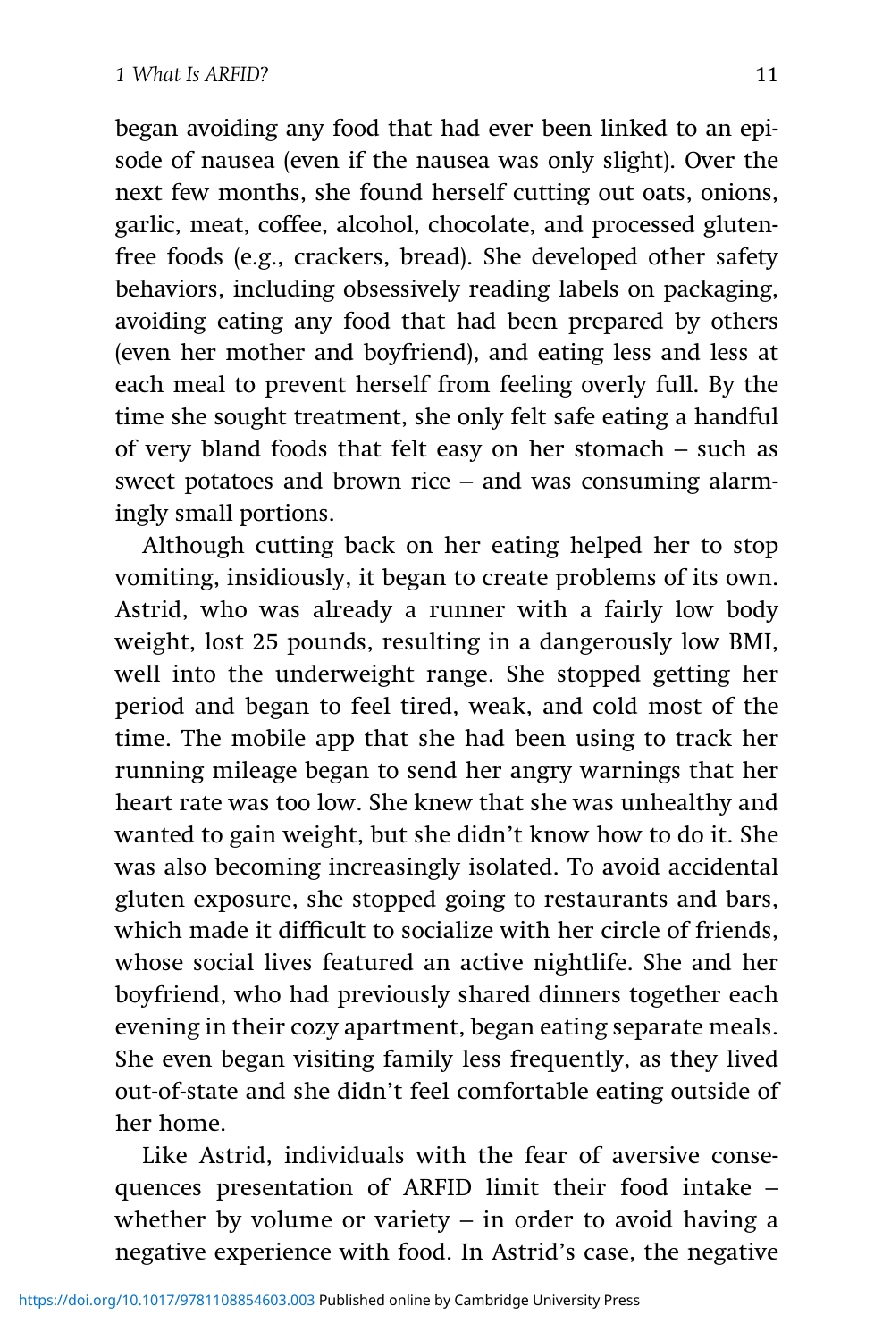began avoiding any food that had ever been linked to an episode of nausea (even if the nausea was only slight). Over the next few months, she found herself cutting out oats, onions, garlic, meat, coffee, alcohol, chocolate, and processed gluten-free foods (e.g., crackers, bread). She developed other safety behaviors, including obsessively reading labels on packaging, avoiding eating any food that had been prepared by others (even her mother and boyfriend), and eating less and less at each meal to prevent herself from feeling overly full. By the time she sought treatment, she only felt safe eating a handful of very bland foods that felt easy on her stomach – such as sweet potatoes and brown rice – and was consuming alarmingly small portions.

Although cutting back on her eating helped her to stop vomiting, insidiously, it began to create problems of its own. Astrid, who was already a runner with a fairly low body weight, lost 25 pounds, resulting in a dangerously low BMI, well into the underweight range. She stopped getting her period and began to feel tired, weak, and cold most of the time. The mobile app that she had been using to track her running mileage began to send her angry warnings that her heart rate was too low. She knew that she was unhealthy and wanted to gain weight, but she didn't know how to do it. She was also becoming increasingly isolated. To avoid accidental gluten exposure, she stopped going to restaurants and bars, which made it difficult to socialize with her circle of friends, whose social lives featured an active nightlife. She and her boyfriend, who had previously shared dinners together each evening in their cozy apartment, began eating separate meals. She even began visiting family less frequently, as they lived out-of-state and she didn't feel comfortable eating outside of her home.

Like Astrid, individuals with the fear of aversive consequences presentation of ARFID limit their food intake – whether by volume or variety – in order to avoid having a negative experience with food. In Astrid's case, the negative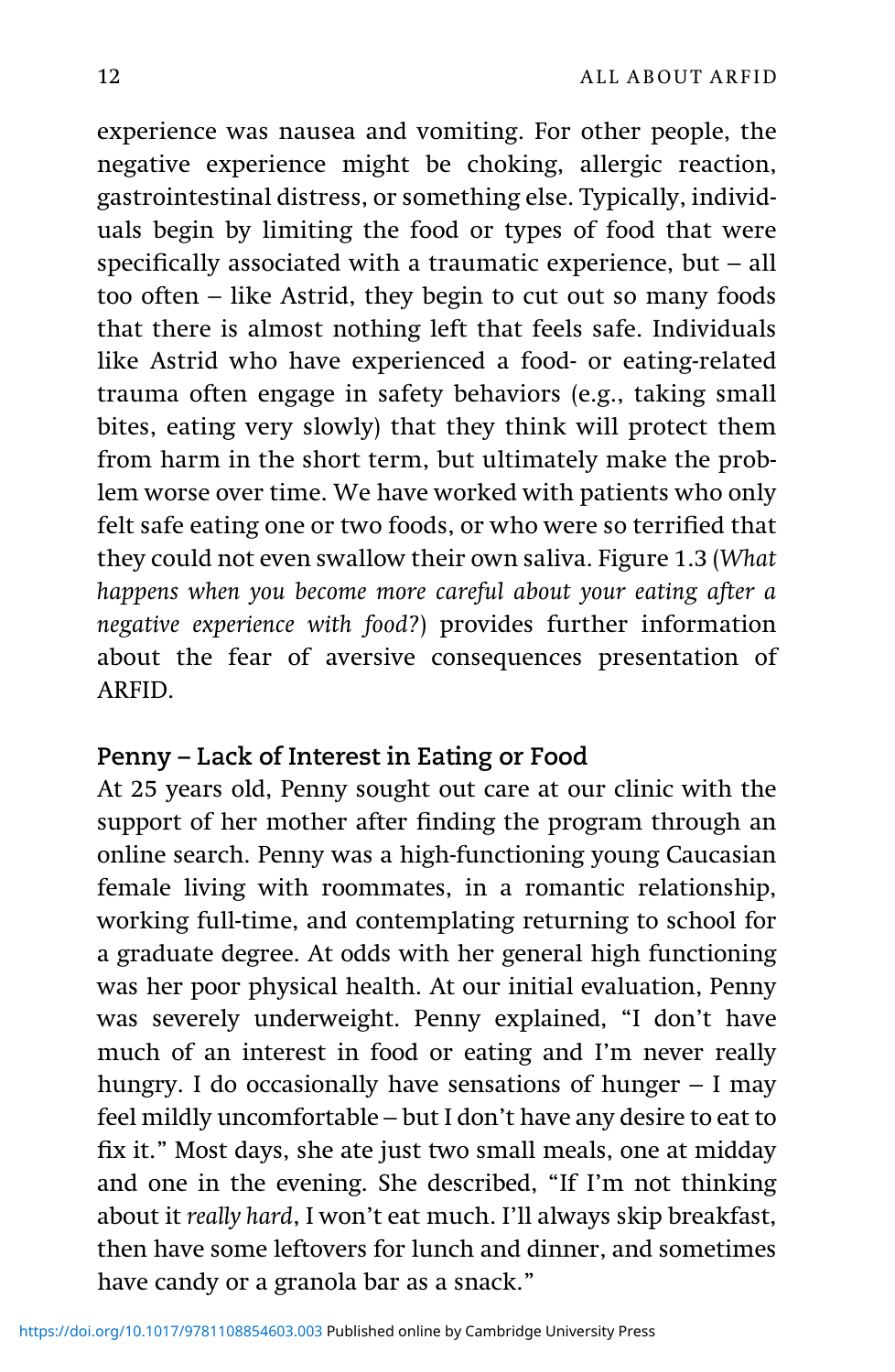experience was nausea and vomiting. For other people, the negative experience might be choking, allergic reaction, gastrointestinal distress, or something else. Typically, individuals begin by limiting the food or types of food that were specifically associated with a traumatic experience, but – all too often – like Astrid, they begin to cut out so many foods that there is almost nothing left that feels safe. Individuals like Astrid who have experienced a food- or eating-related trauma often engage in safety behaviors (e.g., taking small bites, eating very slowly) that they think will protect them from harm in the short term, but ultimately make the problem worse over time. We have worked with patients who only felt safe eating one or two foods, or who were so terrified that they could not even swallow their own saliva. Figure 1.3 (*What happens when you become more careful about your eating after a negative experience with food?*) provides further information about the fear of aversive consequences presentation of ARFID.

### Penny – Lack of Interest in Eating or Food

At 25 years old, Penny sought out care at our clinic with the support of her mother after finding the program through an online search. Penny was a high-functioning young Caucasian female living with roommates, in a romantic relationship, working full-time, and contemplating returning to school for a graduate degree. At odds with her general high functioning was her poor physical health. At our initial evaluation, Penny was severely underweight. Penny explained, "I don't have much of an interest in food or eating and I'm never really hungry. I do occasionally have sensations of hunger – I may feel mildly uncomfortable – but I don't have any desire to eat to fix it." Most days, she ate just two small meals, one at midday and one in the evening. She described, "If I'm not thinking about it *really hard*, I won't eat much. I'll always skip breakfast, then have some leftovers for lunch and dinner, and sometimes have candy or a granola bar as a snack."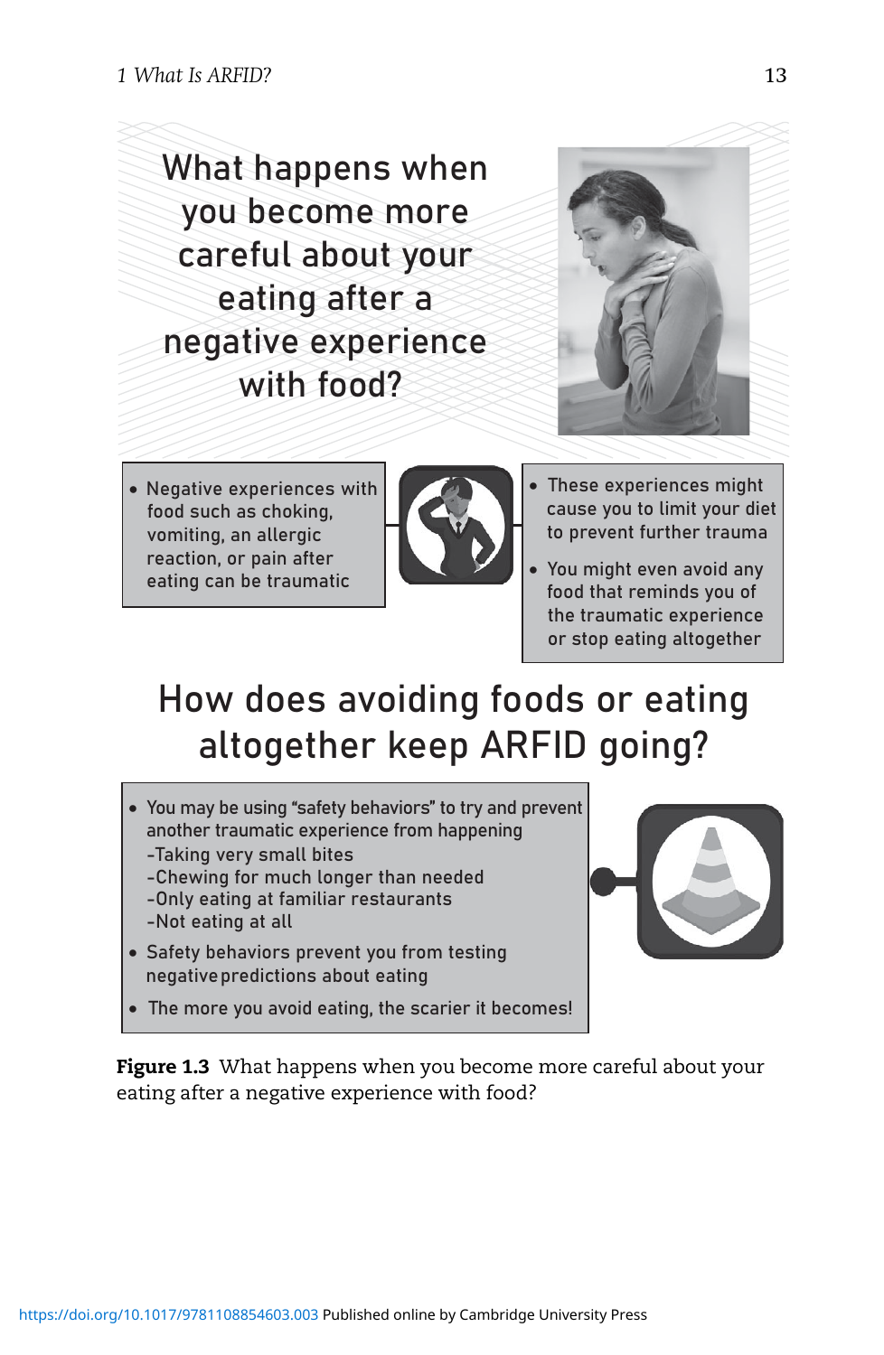## What happens when you become more careful about your eating after a negative experience with food?

- Negative experiences with food such as choking, vomiting, an allergic reaction, or pain after eating can be traumatic

- These experiences might cause you to limit your diet to prevent further trauma
- You might even avoid any food that reminds you of the traumatic experience or stop eating altogether

## How does avoiding foods or eating altogether keep ARFID going?

- You may be using "safety behaviors" to try and prevent another traumatic experience from happening
  - -Taking very small bites
  - -Chewing for much longer than needed
  - -Only eating at familiar restaurants
  - -Not eating at all
- Safety behaviors prevent you from testing negative predictions about eating
- The more you avoid eating, the scarier it becomes!

**Figure 1.3** What happens when you become more careful about your eating after a negative experience with food?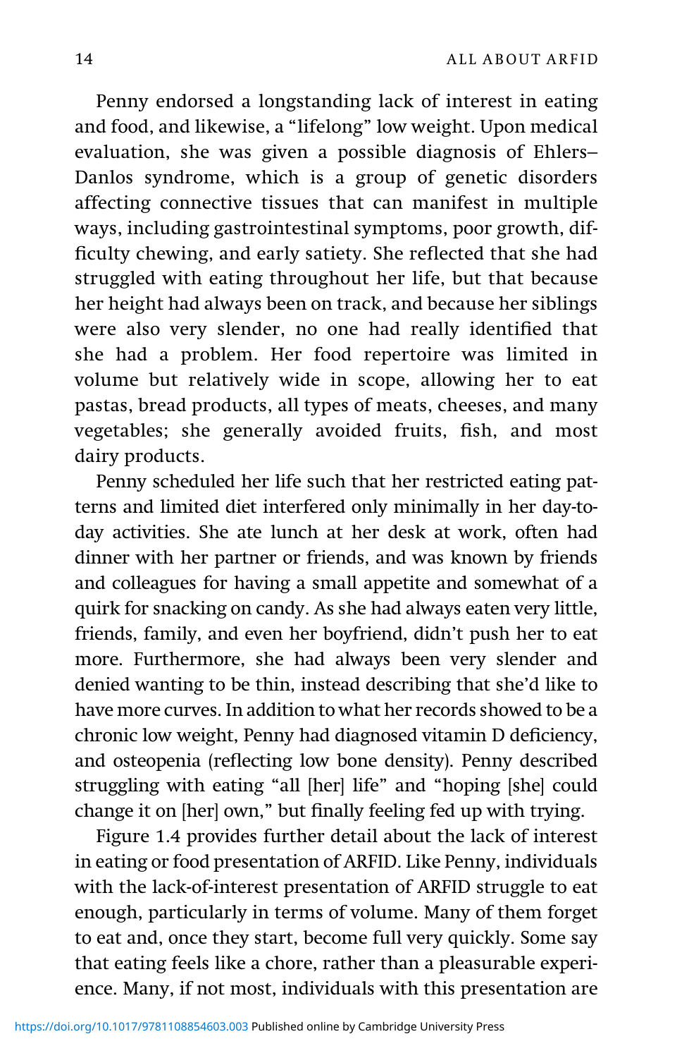Penny endorsed a longstanding lack of interest in eating and food, and likewise, a "lifelong" low weight. Upon medical evaluation, she was given a possible diagnosis of Ehlers–Danlos syndrome, which is a group of genetic disorders affecting connective tissues that can manifest in multiple ways, including gastrointestinal symptoms, poor growth, difficulty chewing, and early satiety. She reflected that she had struggled with eating throughout her life, but that because her height had always been on track, and because her siblings were also very slender, no one had really identified that she had a problem. Her food repertoire was limited in volume but relatively wide in scope, allowing her to eat pastas, bread products, all types of meats, cheeses, and many vegetables; she generally avoided fruits, fish, and most dairy products.

Penny scheduled her life such that her restricted eating patterns and limited diet interfered only minimally in her day-to-day activities. She ate lunch at her desk at work, often had dinner with her partner or friends, and was known by friends and colleagues for having a small appetite and somewhat of a quirk for snacking on candy. As she had always eaten very little, friends, family, and even her boyfriend, didn't push her to eat more. Furthermore, she had always been very slender and denied wanting to be thin, instead describing that she'd like to have more curves. In addition to what her records showed to be a chronic low weight, Penny had diagnosed vitamin D deficiency, and osteopenia (reflecting low bone density). Penny described struggling with eating "all [her] life" and "hoping [she] could change it on [her] own," but finally feeling fed up with trying.

Figure 1.4 provides further detail about the lack of interest in eating or food presentation of ARFID. Like Penny, individuals with the lack-of-interest presentation of ARFID struggle to eat enough, particularly in terms of volume. Many of them forget to eat and, once they start, become full very quickly. Some say that eating feels like a chore, rather than a pleasurable experience. Many, if not most, individuals with this presentation are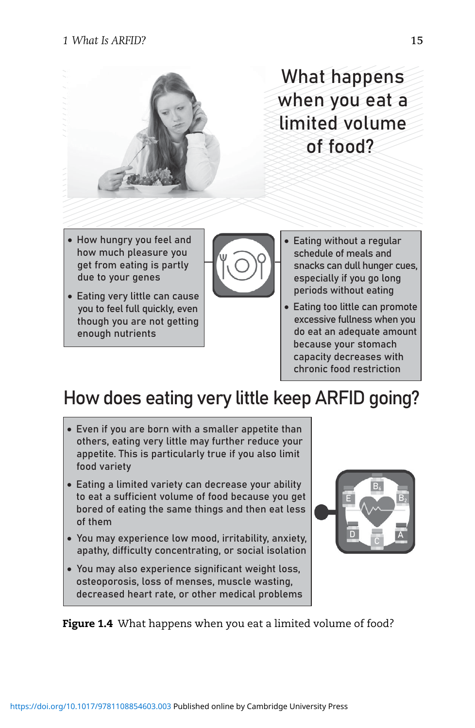## What happens when you eat a limited volume of food?

- How hungry you feel and how much pleasure you get from eating is partly due to your genes
- Eating very little can cause you to feel full quickly, even though you are not getting enough nutrients

- Eating without a regular schedule of meals and snacks can dull hunger cues, especially if you go long periods without eating
- Eating too little can promote excessive fullness when you do eat an adequate amount because your stomach capacity decreases with chronic food restriction

## How does eating very little keep ARFID going?

- Even if you are born with a smaller appetite than others, eating very little may further reduce your appetite. This is particularly true if you also limit food variety
- Eating a limited variety can decrease your ability to eat a sufficient volume of food because you get bored of eating the same things and then eat less of them
- You may experience low mood, irritability, anxiety, apathy, difficulty concentrating, or social isolation
- You may also experience significant weight loss, osteoporosis, loss of menses, muscle wasting, decreased heart rate, or other medical problems

**Figure 1.4** What happens when you eat a limited volume of food?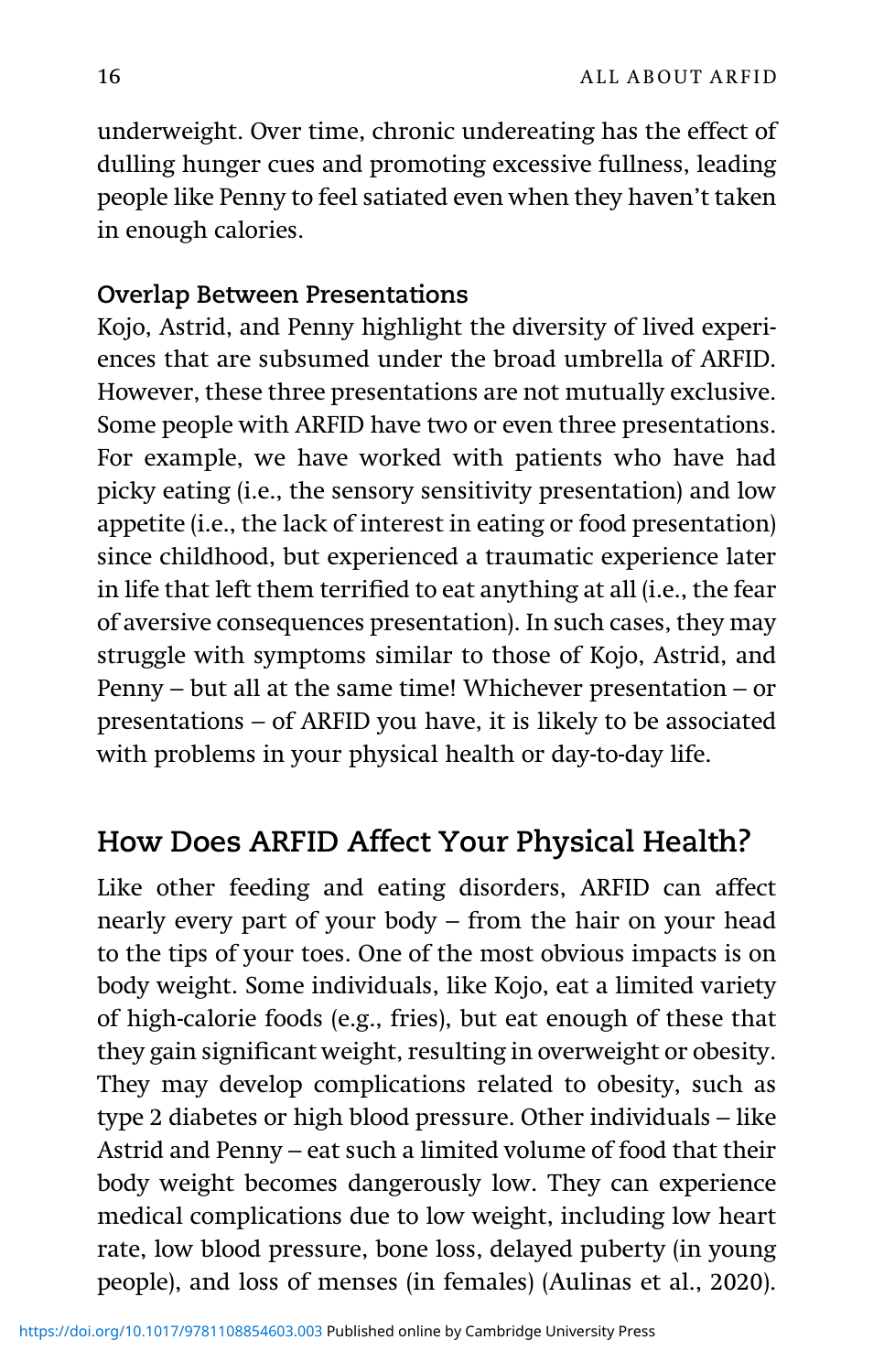underweight. Over time, chronic undereating has the effect of dulling hunger cues and promoting excessive fullness, leading people like Penny to feel satiated even when they haven't taken in enough calories.

### Overlap Between Presentations

Kojo, Astrid, and Penny highlight the diversity of lived experiences that are subsumed under the broad umbrella of ARFID. However, these three presentations are not mutually exclusive. Some people with ARFID have two or even three presentations. For example, we have worked with patients who have had picky eating (i.e., the sensory sensitivity presentation) and low appetite (i.e., the lack of interest in eating or food presentation) since childhood, but experienced a traumatic experience later in life that left them terrified to eat anything at all (i.e., the fear of aversive consequences presentation). In such cases, they may struggle with symptoms similar to those of Kojo, Astrid, and Penny – but all at the same time! Whichever presentation – or presentations – of ARFID you have, it is likely to be associated with problems in your physical health or day-to-day life.

## How Does ARFID Affect Your Physical Health?

Like other feeding and eating disorders, ARFID can affect nearly every part of your body – from the hair on your head to the tips of your toes. One of the most obvious impacts is on body weight. Some individuals, like Kojo, eat a limited variety of high-calorie foods (e.g., fries), but eat enough of these that they gain significant weight, resulting in overweight or obesity. They may develop complications related to obesity, such as type 2 diabetes or high blood pressure. Other individuals – like Astrid and Penny – eat such a limited volume of food that their body weight becomes dangerously low. They can experience medical complications due to low weight, including low heart rate, low blood pressure, bone loss, delayed puberty (in young people), and loss of menses (in females) (Aulinas et al., 2020).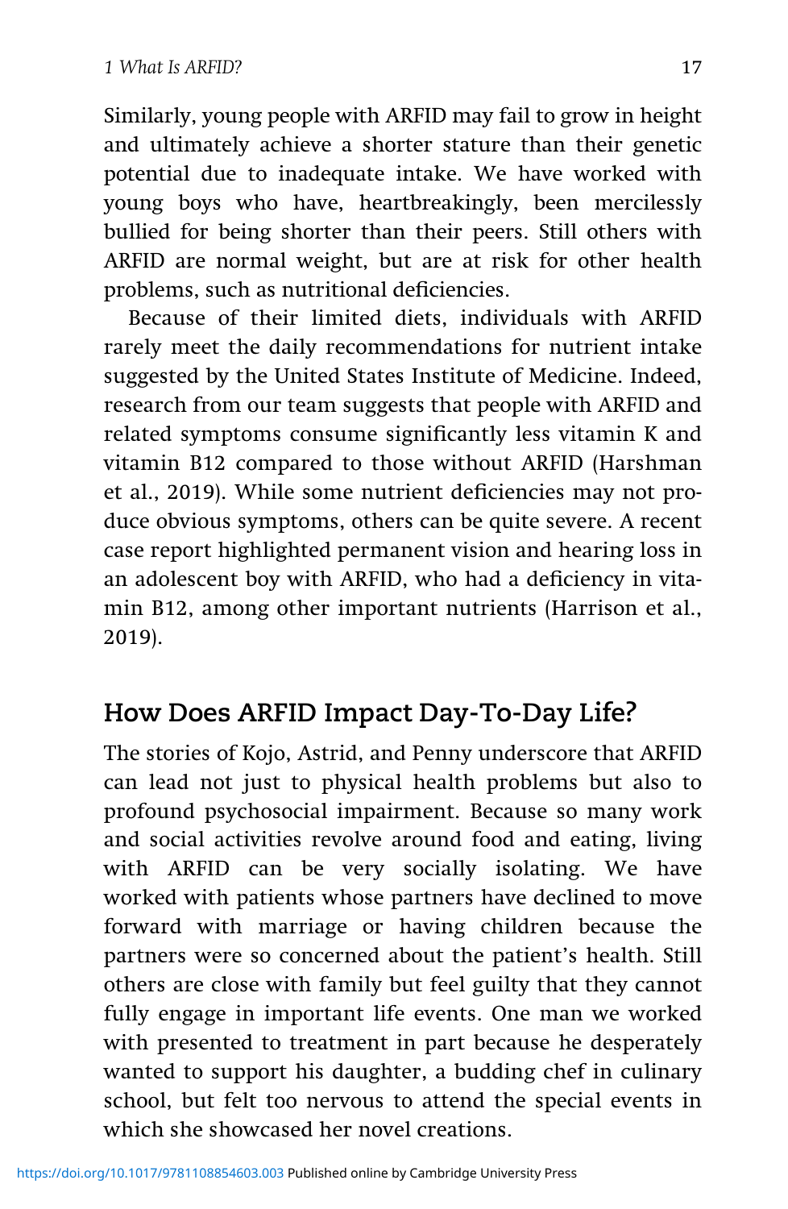Similarly, young people with ARFID may fail to grow in height and ultimately achieve a shorter stature than their genetic potential due to inadequate intake. We have worked with young boys who have, heartbreakingly, been mercilessly bullied for being shorter than their peers. Still others with ARFID are normal weight, but are at risk for other health problems, such as nutritional deficiencies.

Because of their limited diets, individuals with ARFID rarely meet the daily recommendations for nutrient intake suggested by the United States Institute of Medicine. Indeed, research from our team suggests that people with ARFID and related symptoms consume significantly less vitamin K and vitamin B12 compared to those without ARFID (Harshman et al., 2019). While some nutrient deficiencies may not produce obvious symptoms, others can be quite severe. A recent case report highlighted permanent vision and hearing loss in an adolescent boy with ARFID, who had a deficiency in vitamin B12, among other important nutrients (Harrison et al., 2019).

## How Does ARFID Impact Day-To-Day Life?

The stories of Kojo, Astrid, and Penny underscore that ARFID can lead not just to physical health problems but also to profound psychosocial impairment. Because so many work and social activities revolve around food and eating, living with ARFID can be very socially isolating. We have worked with patients whose partners have declined to move forward with marriage or having children because the partners were so concerned about the patient's health. Still others are close with family but feel guilty that they cannot fully engage in important life events. One man we worked with presented to treatment in part because he desperately wanted to support his daughter, a budding chef in culinary school, but felt too nervous to attend the special events in which she showcased her novel creations.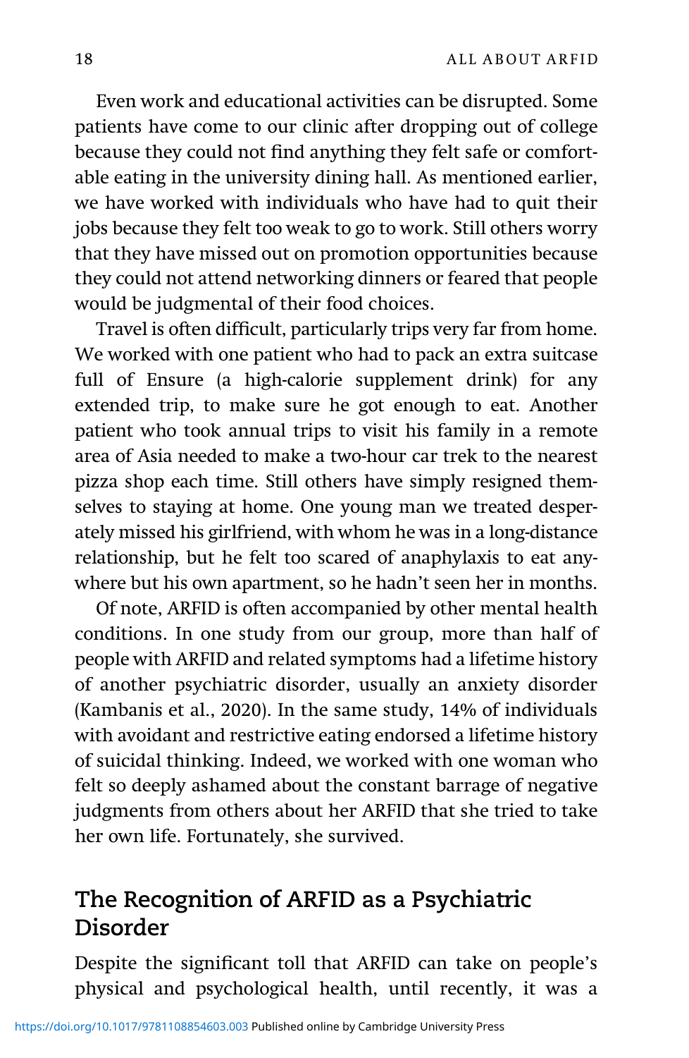Even work and educational activities can be disrupted. Some patients have come to our clinic after dropping out of college because they could not find anything they felt safe or comfortable eating in the university dining hall. As mentioned earlier, we have worked with individuals who have had to quit their jobs because they felt too weak to go to work. Still others worry that they have missed out on promotion opportunities because they could not attend networking dinners or feared that people would be judgmental of their food choices.

Travel is often difficult, particularly trips very far from home. We worked with one patient who had to pack an extra suitcase full of Ensure (a high-calorie supplement drink) for any extended trip, to make sure he got enough to eat. Another patient who took annual trips to visit his family in a remote area of Asia needed to make a two-hour car trek to the nearest pizza shop each time. Still others have simply resigned themselves to staying at home. One young man we treated desperately missed his girlfriend, with whom he was in a long-distance relationship, but he felt too scared of anaphylaxis to eat anywhere but his own apartment, so he hadn't seen her in months.

Of note, ARFID is often accompanied by other mental health conditions. In one study from our group, more than half of people with ARFID and related symptoms had a lifetime history of another psychiatric disorder, usually an anxiety disorder (Kambanis et al., 2020). In the same study, 14% of individuals with avoidant and restrictive eating endorsed a lifetime history of suicidal thinking. Indeed, we worked with one woman who felt so deeply ashamed about the constant barrage of negative judgments from others about her ARFID that she tried to take her own life. Fortunately, she survived.

## The Recognition of ARFID as a Psychiatric Disorder

Despite the significant toll that ARFID can take on people's physical and psychological health, until recently, it was a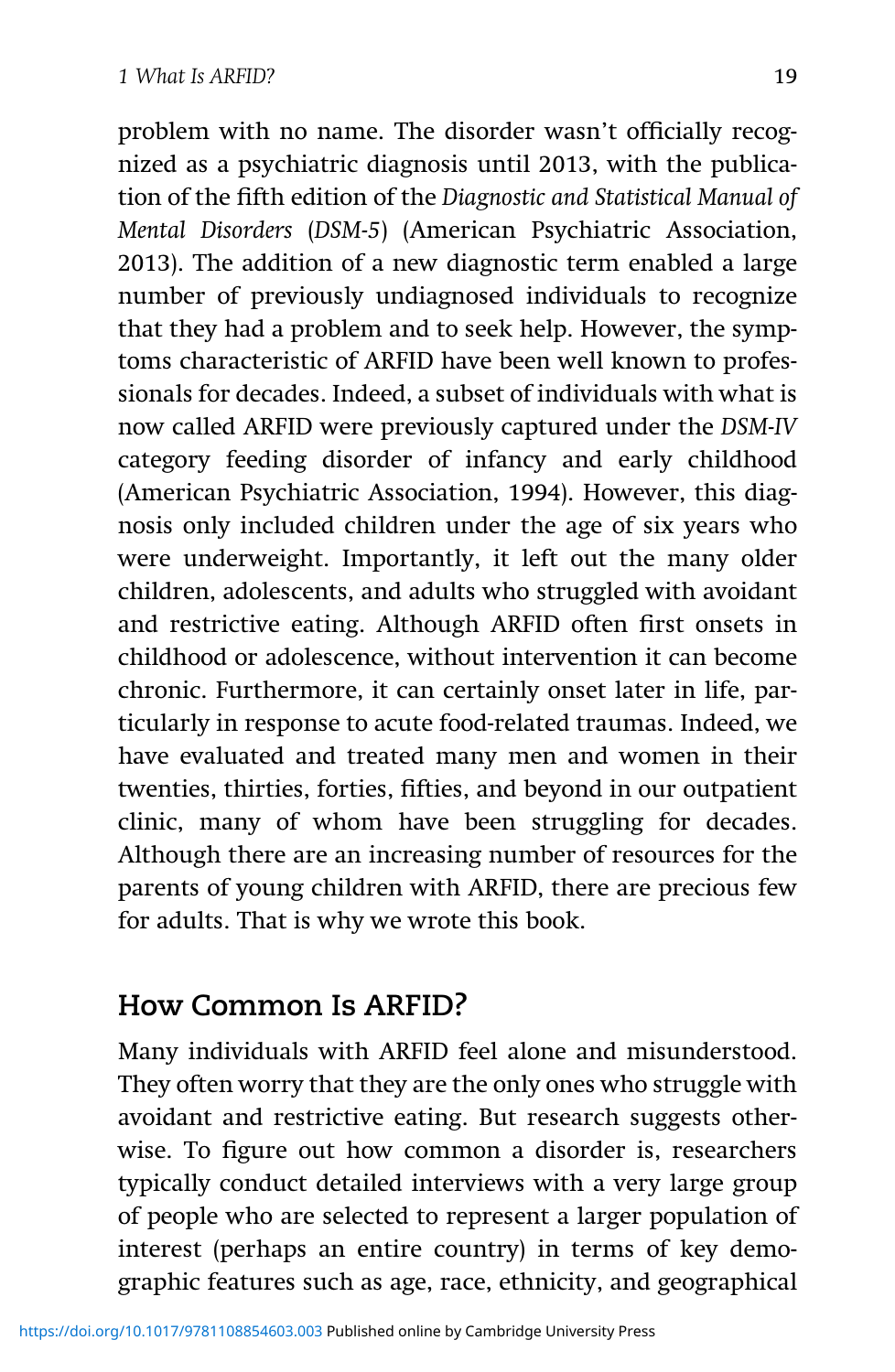problem with no name. The disorder wasn't officially recognized as a psychiatric diagnosis until 2013, with the publication of the fifth edition of the *Diagnostic and Statistical Manual of Mental Disorders* (*DSM-5*) (American Psychiatric Association, 2013). The addition of a new diagnostic term enabled a large number of previously undiagnosed individuals to recognize that they had a problem and to seek help. However, the symptoms characteristic of ARFID have been well known to professionals for decades. Indeed, a subset of individuals with what is now called ARFID were previously captured under the *DSM-IV* category feeding disorder of infancy and early childhood (American Psychiatric Association, 1994). However, this diagnosis only included children under the age of six years who were underweight. Importantly, it left out the many older children, adolescents, and adults who struggled with avoidant and restrictive eating. Although ARFID often first onsets in childhood or adolescence, without intervention it can become chronic. Furthermore, it can certainly onset later in life, particularly in response to acute food-related traumas. Indeed, we have evaluated and treated many men and women in their twenties, thirties, forties, fifties, and beyond in our outpatient clinic, many of whom have been struggling for decades. Although there are an increasing number of resources for the parents of young children with ARFID, there are precious few for adults. That is why we wrote this book.

## How Common Is ARFID?

Many individuals with ARFID feel alone and misunderstood. They often worry that they are the only ones who struggle with avoidant and restrictive eating. But research suggests otherwise. To figure out how common a disorder is, researchers typically conduct detailed interviews with a very large group of people who are selected to represent a larger population of interest (perhaps an entire country) in terms of key demographic features such as age, race, ethnicity, and geographical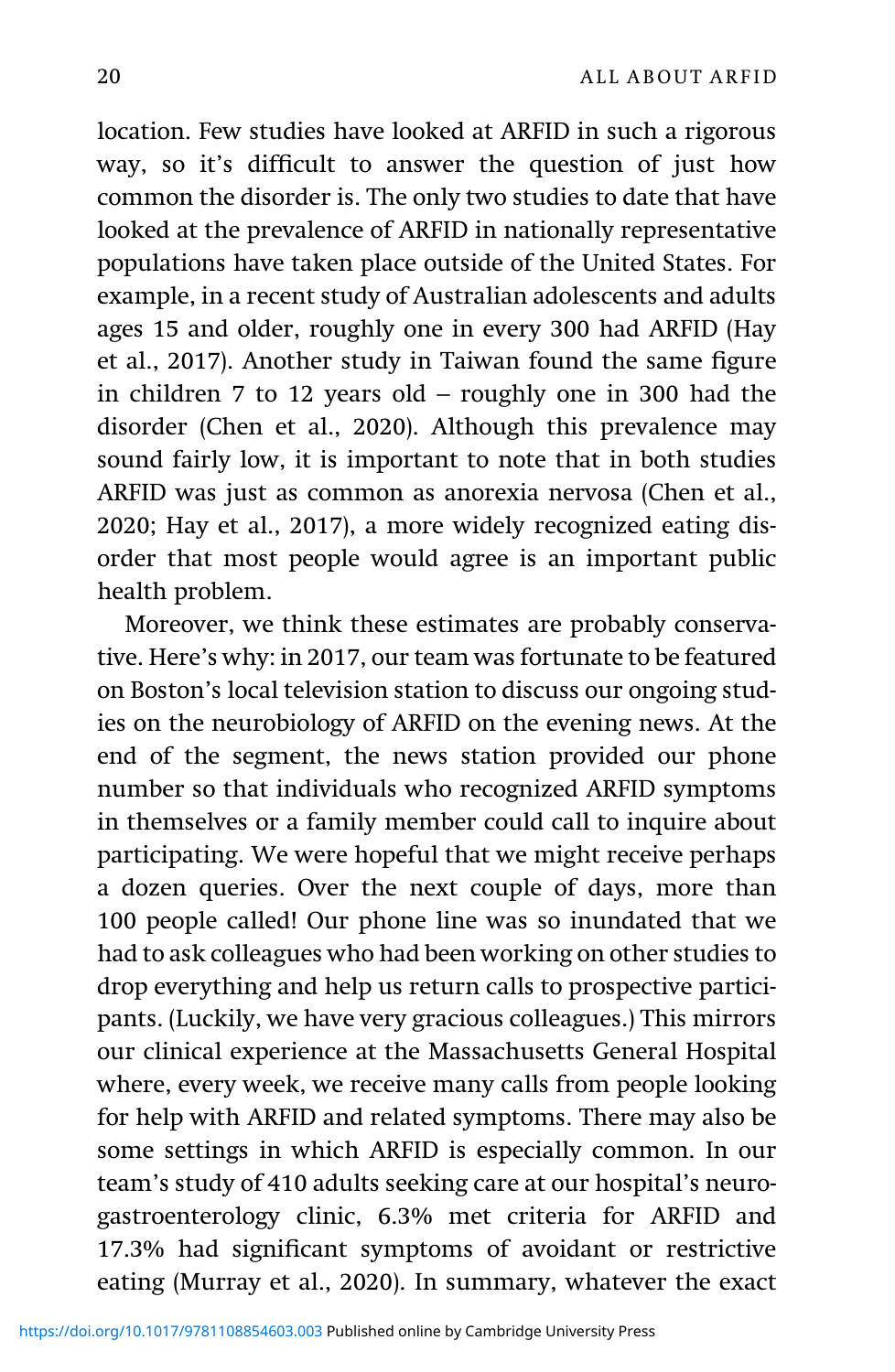location. Few studies have looked at ARFID in such a rigorous way, so it's difficult to answer the question of just how common the disorder is. The only two studies to date that have looked at the prevalence of ARFID in nationally representative populations have taken place outside of the United States. For example, in a recent study of Australian adolescents and adults ages 15 and older, roughly one in every 300 had ARFID (Hay et al., 2017). Another study in Taiwan found the same figure in children 7 to 12 years old – roughly one in 300 had the disorder (Chen et al., 2020). Although this prevalence may sound fairly low, it is important to note that in both studies ARFID was just as common as anorexia nervosa (Chen et al., 2020; Hay et al., 2017), a more widely recognized eating disorder that most people would agree is an important public health problem.

Moreover, we think these estimates are probably conservative. Here's why: in 2017, our team was fortunate to be featured on Boston's local television station to discuss our ongoing studies on the neurobiology of ARFID on the evening news. At the end of the segment, the news station provided our phone number so that individuals who recognized ARFID symptoms in themselves or a family member could call to inquire about participating. We were hopeful that we might receive perhaps a dozen queries. Over the next couple of days, more than 100 people called! Our phone line was so inundated that we had to ask colleagues who had been working on other studies to drop everything and help us return calls to prospective participants. (Luckily, we have very gracious colleagues.) This mirrors our clinical experience at the Massachusetts General Hospital where, every week, we receive many calls from people looking for help with ARFID and related symptoms. There may also be some settings in which ARFID is especially common. In our team's study of 410 adults seeking care at our hospital's neurogastroenterology clinic, 6.3% met criteria for ARFID and 17.3% had significant symptoms of avoidant or restrictive eating (Murray et al., 2020). In summary, whatever the exact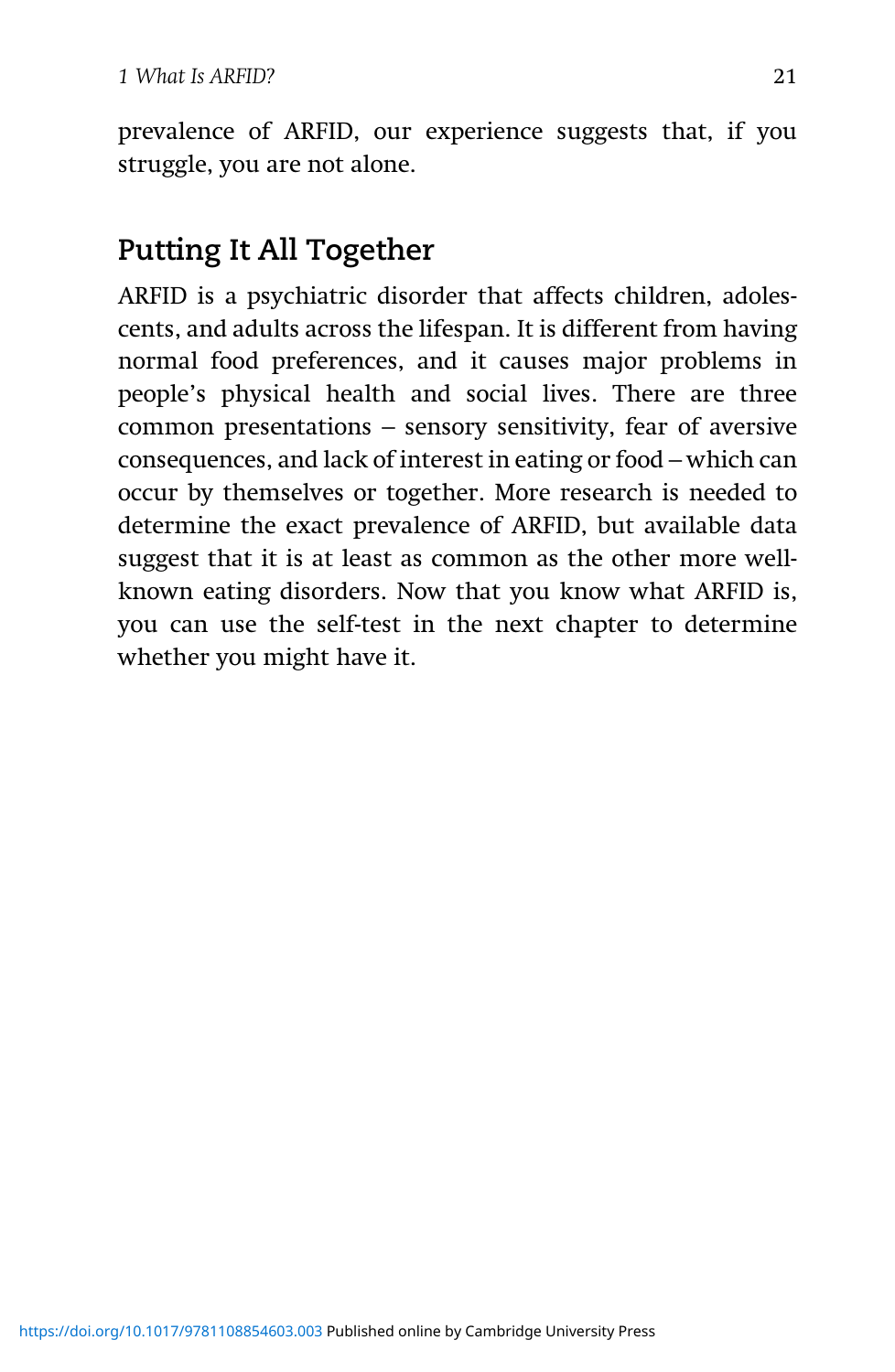prevalence of ARFID, our experience suggests that, if you struggle, you are not alone.

## Putting It All Together

ARFID is a psychiatric disorder that affects children, adolescents, and adults across the lifespan. It is different from having normal food preferences, and it causes major problems in people's physical health and social lives. There are three common presentations – sensory sensitivity, fear of aversive consequences, and lack of interest in eating or food – which can occur by themselves or together. More research is needed to determine the exact prevalence of ARFID, but available data suggest that it is at least as common as the other more well-known eating disorders. Now that you know what ARFID is, you can use the self-test in the next chapter to determine whether you might have it.